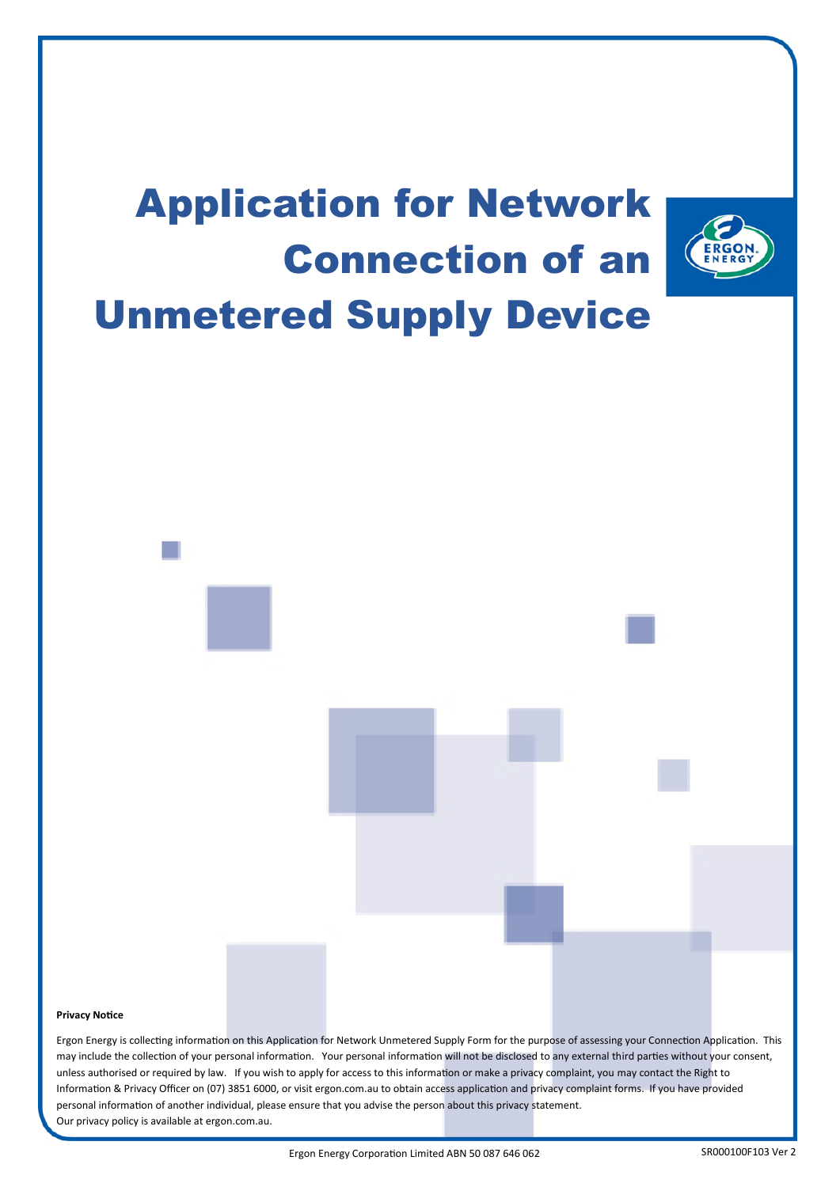# Application for Network Connection of an Unmetered Supply Device

**Privacy Notice**

Ergon Energy is collecting information on this Application for Network Unmetered Supply Form for the purpose of assessing your Connection Application. This may include the collection of your personal information. Your personal information will not be disclosed to any external third parties without your consent, unless authorised or required by law. If you wish to apply for access to this information or make a privacy complaint, you may contact the Right to Information & Privacy Officer on (07) 3851 6000, or visit ergon.com.au to obtain access application and privacy complaint forms. If you have provided personal information of another individual, please ensure that you advise the person about this privacy statement.
Our privacy policy is available at ergon.com.au.

Ergon Energy Corporation Limited ABN 50 087 646 062

SR000100F103 Ver 2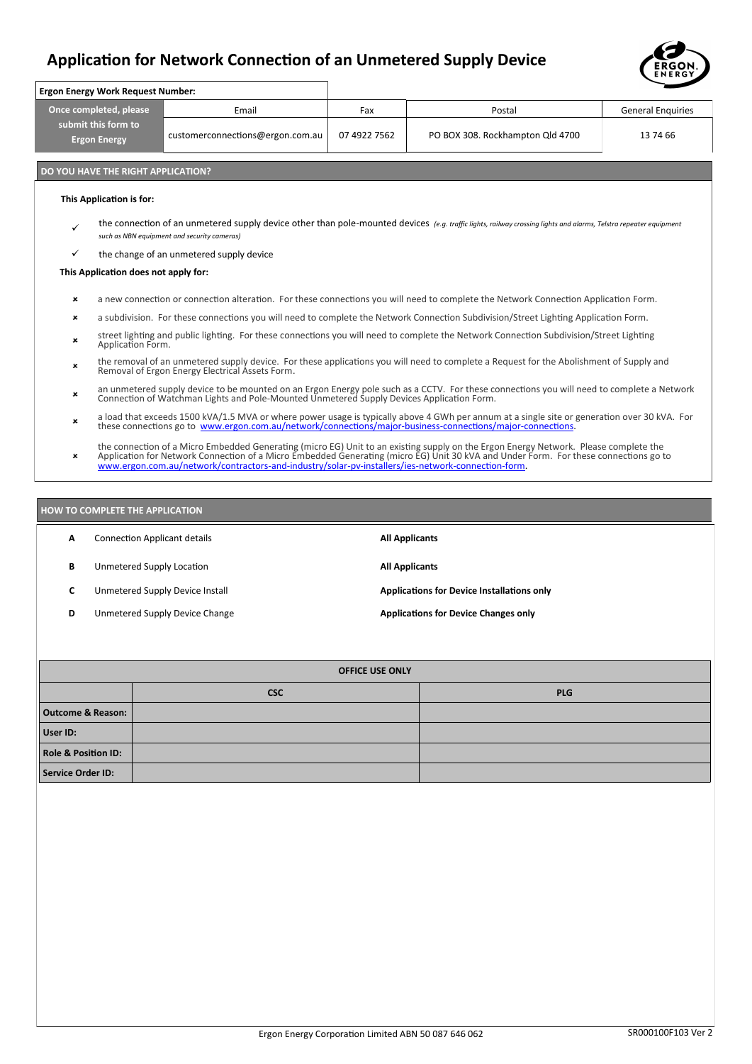# Application for Network Connection of an Unmetered Supply Device

| Ergon Energy Work Request Number: | | | | |
|---|---|---|---|---|
| **Once completed, please submit this form to Ergon Energy** | Email | Fax | Postal | General Enquiries |
| | customerconnections@ergon.com.au | 07 4922 7562 | PO BOX 308. Rockhampton Qld 4700 | 13 74 66 |

## DO YOU HAVE THE RIGHT APPLICATION?

**This Application is for:**

- ✓ the connection of an unmetered supply device other than pole-mounted devices *(e.g. traffic lights, railway crossing lights and alarms, Telstra repeater equipment such as NBN equipment and security cameras)*
- ✓ the change of an unmetered supply device

**This Application does not apply for:**

- ✗ a new connection or connection alteration. For these connections you will need to complete the Network Connection Application Form.
- ✗ a subdivision. For these connections you will need to complete the Network Connection Subdivision/Street Lighting Application Form.
- ✗ street lighting and public lighting. For these connections you will need to complete the Network Connection Subdivision/Street Lighting Application Form.
- ✗ the removal of an unmetered supply device. For these applications you will need to complete a Request for the Abolishment of Supply and Removal of Ergon Energy Electrical Assets Form.
- ✗ an unmetered supply device to be mounted on an Ergon Energy pole such as a CCTV. For these connections you will need to complete a Network Connection of Watchman Lights and Pole-Mounted Unmetered Supply Devices Application Form.
- ✗ a load that exceeds 1500 kVA/1.5 MVA or where power usage is typically above 4 GWh per annum at a single site or generation over 30 kVA. For these connections go to www.ergon.com.au/network/connections/major-business-connections/major-connections.
- ✗ the connection of a Micro Embedded Generating (micro EG) Unit to an existing supply on the Ergon Energy Network. Please complete the Application for Network Connection of a Micro Embedded Generating (micro EG) Unit 30 kVA and Under Form. For these connections go to www.ergon.com.au/network/contractors-and-industry/solar-pv-installers/ies-network-connection-form.

## HOW TO COMPLETE THE APPLICATION

| | | |
|---|---|---|
| **A** | Connection Applicant details | **All Applicants** |
| **B** | Unmetered Supply Location | **All Applicants** |
| **C** | Unmetered Supply Device Install | **Applications for Device Installations only** |
| **D** | Unmetered Supply Device Change | **Applications for Device Changes only** |

| OFFICE USE ONLY | | |
|---|---|---|
| | **CSC** | **PLG** |
| **Outcome & Reason:** | | |
| **User ID:** | | |
| **Role & Position ID:** | | |
| **Service Order ID:** | | |

Ergon Energy Corporation Limited ABN 50 087 646 062

SR000100F103 Ver 2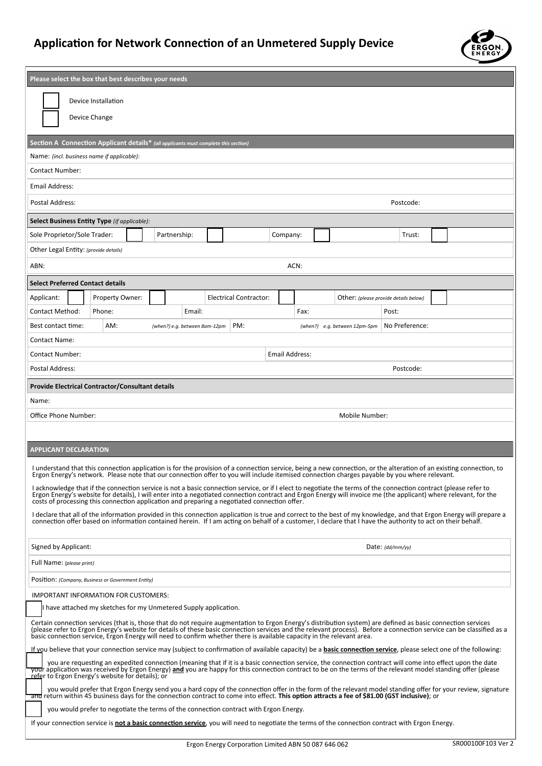# Application for Network Connection of an Unmetered Supply Device

**Please select the box that best describes your needs**

- ☐ Device Installation
- ☐ Device Change

**Section A Connection Applicant details*** *(all applicants must complete this section)*

| |
|---|
| Name: *(incl. business name if applicable):* |
| Contact Number: |
| Email Address: |
| Postal Address: Postcode: |

**Select Business Entity Type** *(if applicable):*

| Sole Proprietor/Sole Trader: ☐ | Partnership: ☐ | Company: ☐ | Trust: ☐ |
|---|---|---|---|
| Other Legal Entity: *(provide details)* | | | |
| ABN: | | ACN: | |

**Select Preferred Contact details**

| Applicant: ☐ | Property Owner: ☐ | Electrical Contractor: ☐ | Other: *(please provide details below)* ☐ | |
|---|---|---|---|---|
| Contact Method: | Phone: | Email: | Fax: | Post: |
| Best contact time: | AM: *(when?) e.g. between 8am-12pm* | PM: *(when?) e.g. between 12pm-5pm* | No Preference: | |
| Contact Name: | | | | |
| Contact Number: | | Email Address: | | |
| Postal Address: | | | Postcode: | |

**Provide Electrical Contractor/Consultant details**

| | |
|---|---|
| Name: | |
| Office Phone Number: | Mobile Number: |

**APPLICANT DECLARATION**

I understand that this connection application is for the provision of a connection service, being a new connection, or the alteration of an existing connection, to Ergon Energy's network. Please note that our connection offer to you will include itemised connection charges payable by you where relevant.

I acknowledge that if the connection service is not a basic connection service, or if I elect to negotiate the terms of the connection contract (please refer to Ergon Energy's website for details), I will enter into a negotiated connection contract and Ergon Energy will invoice me (the applicant) where relevant, for the costs of processing this connection application and preparing a negotiated connection offer.

I declare that all of the information provided in this connection application is true and correct to the best of my knowledge, and that Ergon Energy will prepare a connection offer based on information contained herein. If I am acting on behalf of a customer, I declare that I have the authority to act on their behalf.

| | |
|---|---|
| Signed by Applicant: | Date: *(dd/mm/yy)* |
| Full Name: *(please print)* | |
| Position: *(Company, Business or Government Entity)* | |

IMPORTANT INFORMATION FOR CUSTOMERS:

☐ I have attached my sketches for my Unmetered Supply application.

Certain connection services (that is, those that do not require augmentation to Ergon Energy's distribution system) are defined as basic connection services (please refer to Ergon Energy's website for details of these basic connection services and the relevant process). Before a connection service can be classified as a basic connection service, Ergon Energy will need to confirm whether there is available capacity in the relevant area.

If you believe that your connection service may (subject to confirmation of available capacity) be a **basic connection service**, please select one of the following:

☐ you are requesting an expedited connection (meaning that if it is a basic connection service, the connection contract will come into effect upon the date your application was received by Ergon Energy) **and** you are happy for this connection contract to be on the terms of the relevant model standing offer (please refer to Ergon Energy's website for details); or

☐ you would prefer that Ergon Energy send you a hard copy of the connection offer in the form of the relevant model standing offer for your review, signature and return within 45 business days for the connection contract to come into effect. **This option attracts a fee of $81.00 (GST inclusive)**; or

☐ you would prefer to negotiate the terms of the connection contract with Ergon Energy.

If your connection service is **not a basic connection service**, you will need to negotiate the terms of the connection contract with Ergon Energy.

Ergon Energy Corporation Limited ABN 50 087 646 062

SR000100F103 Ver 2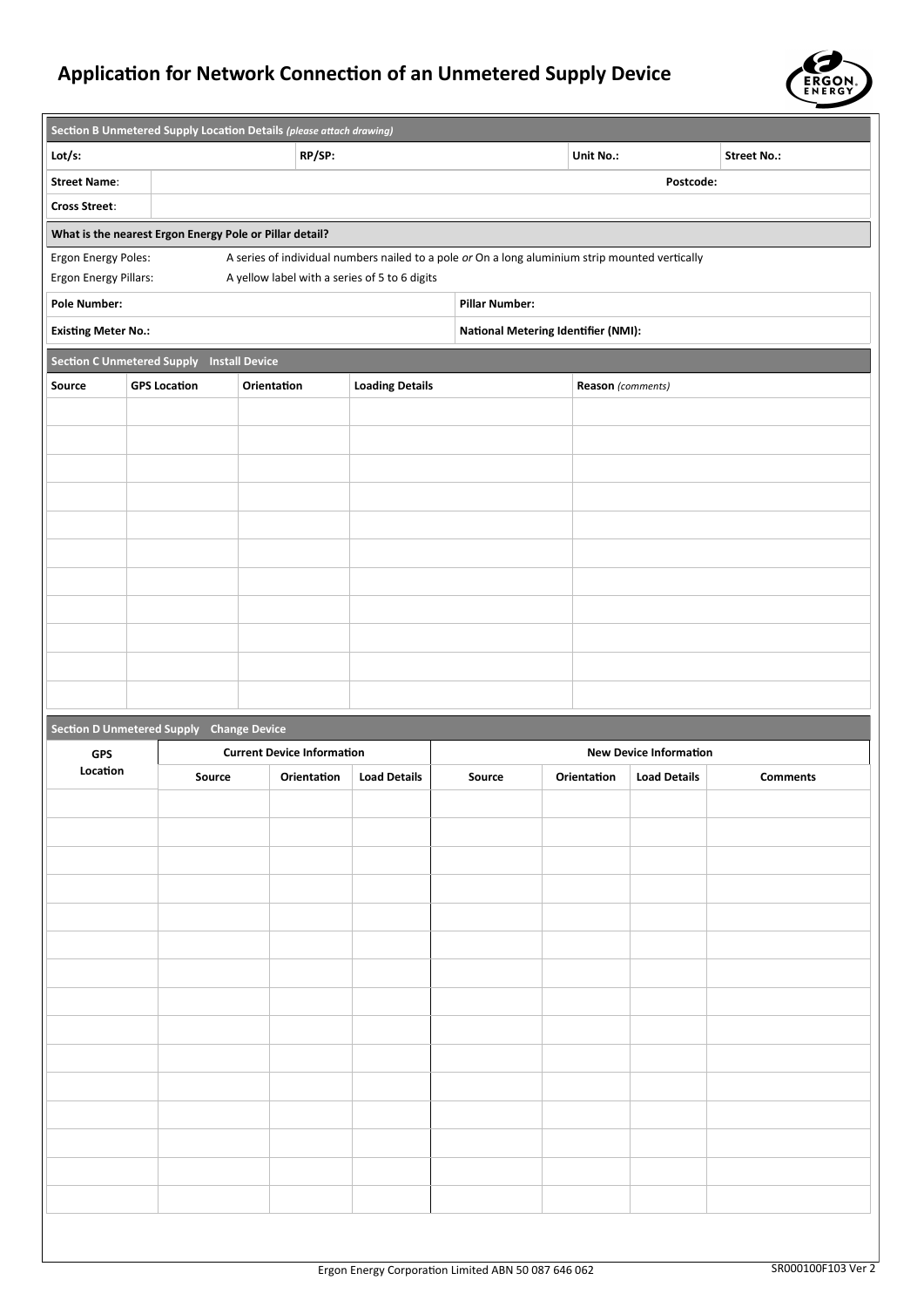# Application for Network Connection of an Unmetered Supply Device

| Section B Unmetered Supply Location Details *(please attach drawing)* | | | |
|---|---|---|---|
| **Lot/s:** | **RP/SP:** | **Unit No.:** | **Street No.:** |
| **Street Name:** | | **Postcode:** | |
| **Cross Street:** | | | |

**What is the nearest Ergon Energy Pole or Pillar detail?**

Ergon Energy Poles: A series of individual numbers nailed to a pole *or* On a long aluminium strip mounted vertically

Ergon Energy Pillars: A yellow label with a series of 5 to 6 digits

| | |
|---|---|
| **Pole Number:** | **Pillar Number:** |
| **Existing Meter No.:** | **National Metering Identifier (NMI):** |

**Section C Unmetered Supply Install Device**

| Source | GPS Location | Orientation | Loading Details | Reason *(comments)* |
|---|---|---|---|---|
| | | | | |
| | | | | |
| | | | | |
| | | | | |
| | | | | |
| | | | | |
| | | | | |
| | | | | |
| | | | | |
| | | | | |
| | | | | |

**Section D Unmetered Supply Change Device**

| GPS Location | Current Device Information | | | New Device Information | | | |
|---|---|---|---|---|---|---|---|
| | Source | Orientation | Load Details | Source | Orientation | Load Details | Comments |
| | | | | | | | |
| | | | | | | | |
| | | | | | | | |
| | | | | | | | |
| | | | | | | | |
| | | | | | | | |
| | | | | | | | |
| | | | | | | | |
| | | | | | | | |
| | | | | | | | |
| | | | | | | | |
| | | | | | | | |
| | | | | | | | |
| | | | | | | | |
| | | | | | | | |

Ergon Energy Corporation Limited ABN 50 087 646 062

SR000100F103 Ver 2